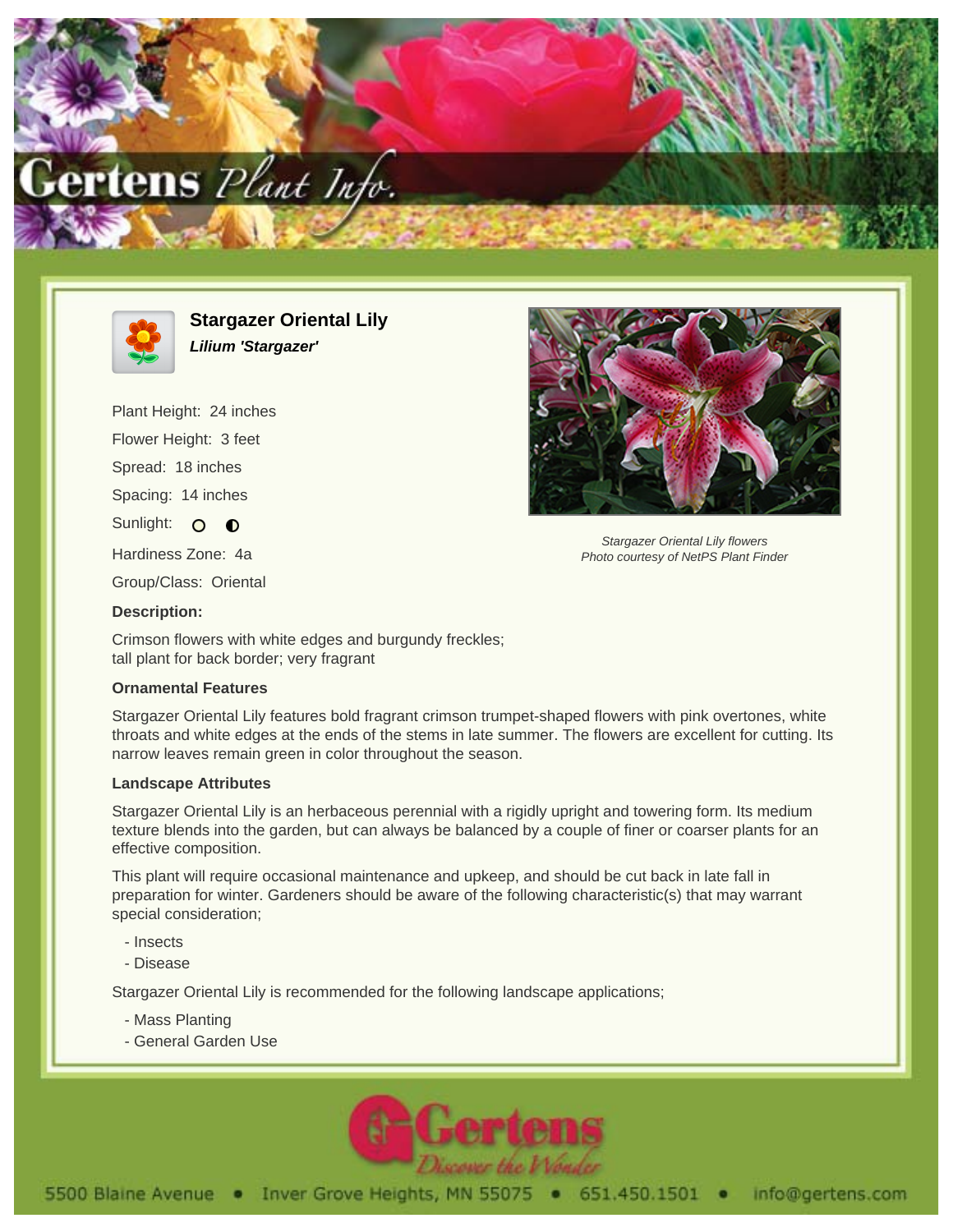# Stargazer Oriental Lily

***Lilium 'Stargazer'***

Plant Height: 24 inches

Flower Height: 3 feet

Spread: 18 inches

Spacing: 14 inches

Sunlight: ○ ◐

Hardiness Zone: 4a

Group/Class: Oriental

*Stargazer Oriental Lily flowers*
*Photo courtesy of NetPS Plant Finder*

**Description:**

Crimson flowers with white edges and burgundy freckles; tall plant for back border; very fragrant

### Ornamental Features

Stargazer Oriental Lily features bold fragrant crimson trumpet-shaped flowers with pink overtones, white throats and white edges at the ends of the stems in late summer. The flowers are excellent for cutting. Its narrow leaves remain green in color throughout the season.

### Landscape Attributes

Stargazer Oriental Lily is an herbaceous perennial with a rigidly upright and towering form. Its medium texture blends into the garden, but can always be balanced by a couple of finer or coarser plants for an effective composition.

This plant will require occasional maintenance and upkeep, and should be cut back in late fall in preparation for winter. Gardeners should be aware of the following characteristic(s) that may warrant special consideration;

- Insects
- Disease

Stargazer Oriental Lily is recommended for the following landscape applications;

- Mass Planting
- General Garden Use

5500 Blaine Avenue • Inver Grove Heights, MN 55075 • 651.450.1501 • info@gertens.com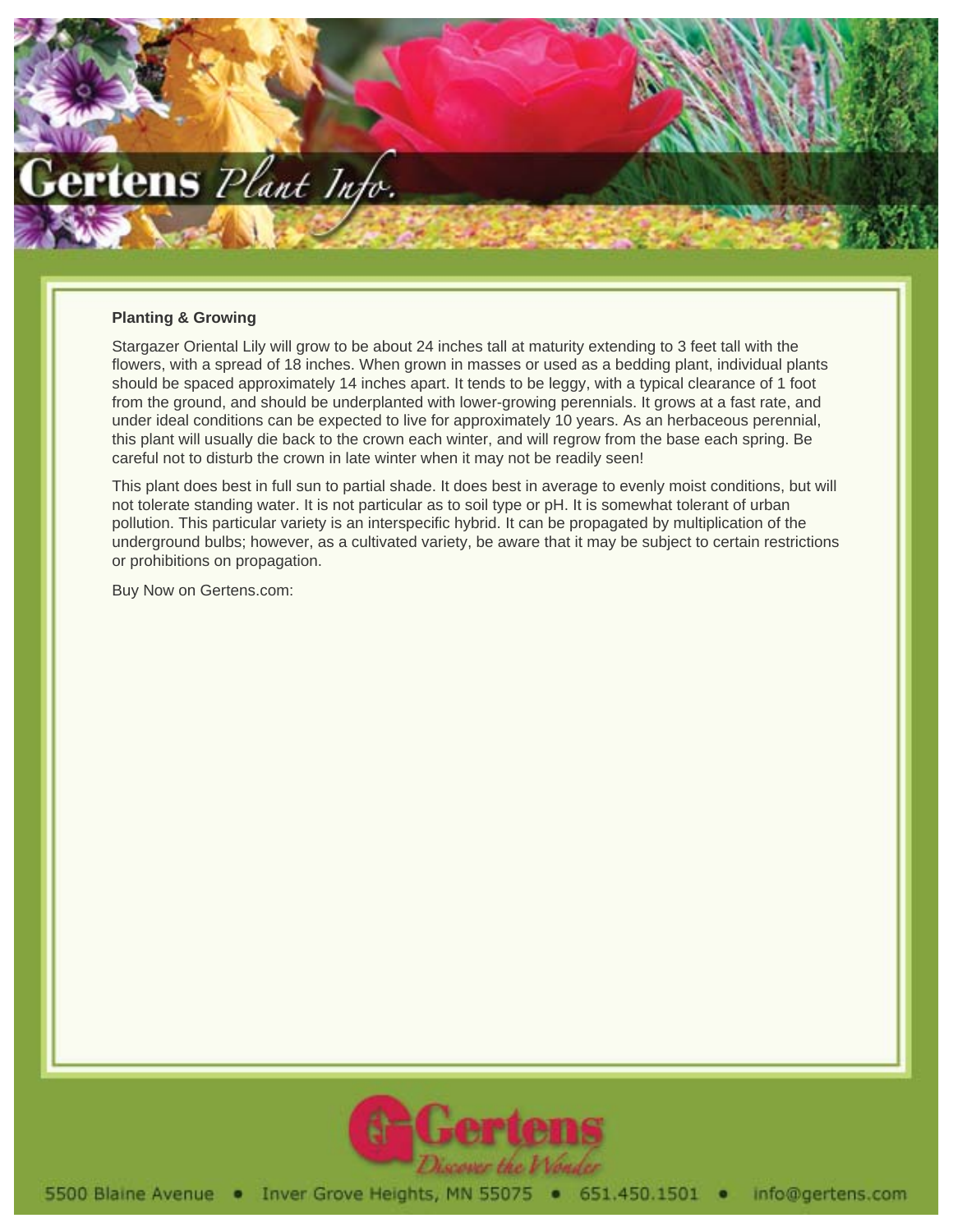## Planting & Growing

Stargazer Oriental Lily will grow to be about 24 inches tall at maturity extending to 3 feet tall with the flowers, with a spread of 18 inches. When grown in masses or used as a bedding plant, individual plants should be spaced approximately 14 inches apart. It tends to be leggy, with a typical clearance of 1 foot from the ground, and should be underplanted with lower-growing perennials. It grows at a fast rate, and under ideal conditions can be expected to live for approximately 10 years. As an herbaceous perennial, this plant will usually die back to the crown each winter, and will regrow from the base each spring. Be careful not to disturb the crown in late winter when it may not be readily seen!

This plant does best in full sun to partial shade. It does best in average to evenly moist conditions, but will not tolerate standing water. It is not particular as to soil type or pH. It is somewhat tolerant of urban pollution. This particular variety is an interspecific hybrid. It can be propagated by multiplication of the underground bulbs; however, as a cultivated variety, be aware that it may be subject to certain restrictions or prohibitions on propagation.

Buy Now on Gertens.com: